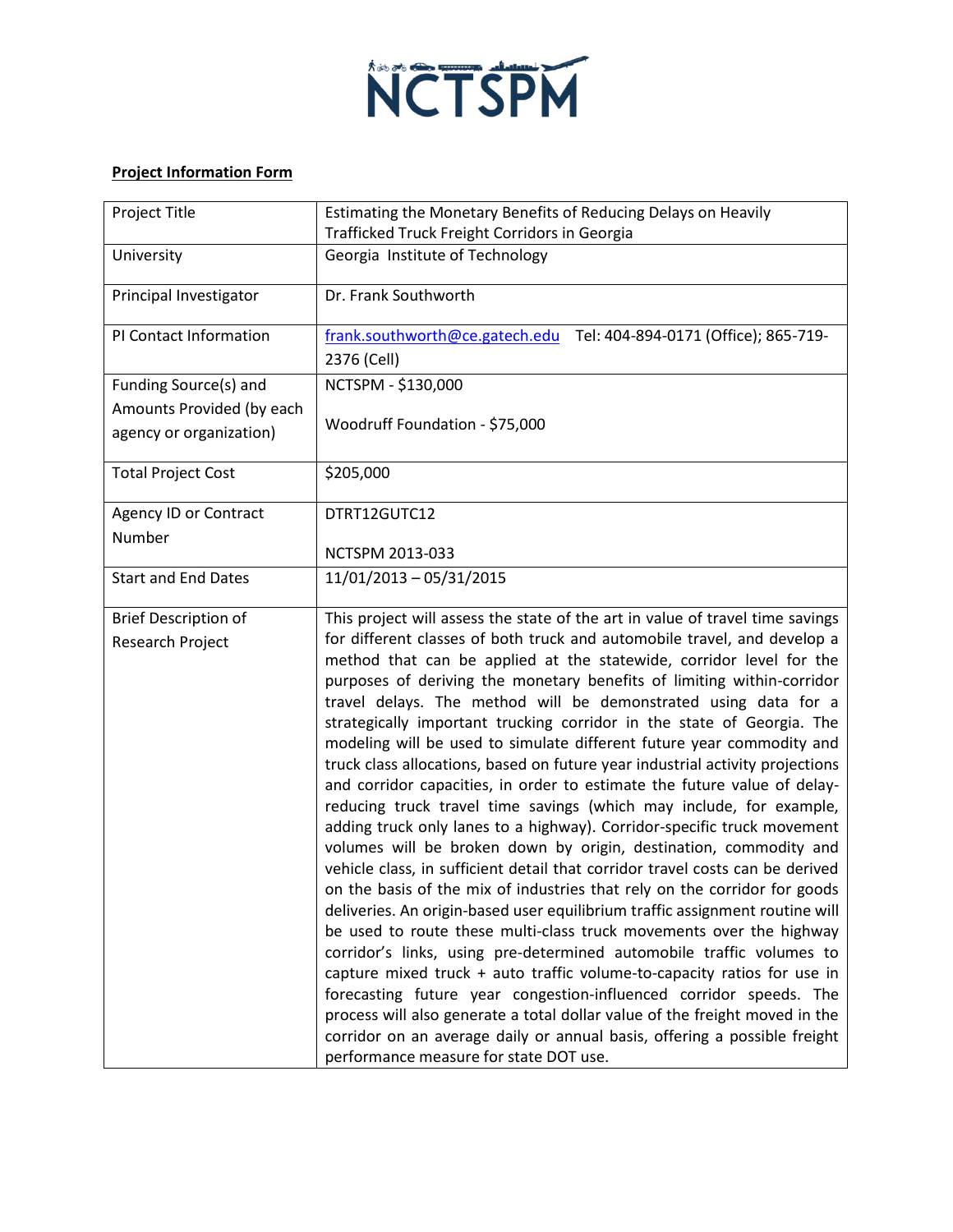NCTSPM

**Project Information Form**

| Project Title | Estimating the Monetary Benefits of Reducing Delays on Heavily Trafficked Truck Freight Corridors in Georgia |
|---|---|
| University | Georgia Institute of Technology |
| Principal Investigator | Dr. Frank Southworth |
| PI Contact Information | frank.southworth@ce.gatech.edu Tel: 404-894-0171 (Office); 865-719-2376 (Cell) |
| Funding Source(s) and Amounts Provided (by each agency or organization) | NCTSPM - $130,000<br><br>Woodruff Foundation - $75,000 |
| Total Project Cost | $205,000 |
| Agency ID or Contract Number | DTRT12GUTC12<br><br>NCTSPM 2013-033 |
| Start and End Dates | 11/01/2013 – 05/31/2015 |
| Brief Description of Research Project | This project will assess the state of the art in value of travel time savings for different classes of both truck and automobile travel, and develop a method that can be applied at the statewide, corridor level for the purposes of deriving the monetary benefits of limiting within-corridor travel delays. The method will be demonstrated using data for a strategically important trucking corridor in the state of Georgia. The modeling will be used to simulate different future year commodity and truck class allocations, based on future year industrial activity projections and corridor capacities, in order to estimate the future value of delay-reducing truck travel time savings (which may include, for example, adding truck only lanes to a highway). Corridor-specific truck movement volumes will be broken down by origin, destination, commodity and vehicle class, in sufficient detail that corridor travel costs can be derived on the basis of the mix of industries that rely on the corridor for goods deliveries. An origin-based user equilibrium traffic assignment routine will be used to route these multi-class truck movements over the highway corridor's links, using pre-determined automobile traffic volumes to capture mixed truck + auto traffic volume-to-capacity ratios for use in forecasting future year congestion-influenced corridor speeds. The process will also generate a total dollar value of the freight moved in the corridor on an average daily or annual basis, offering a possible freight performance measure for state DOT use. |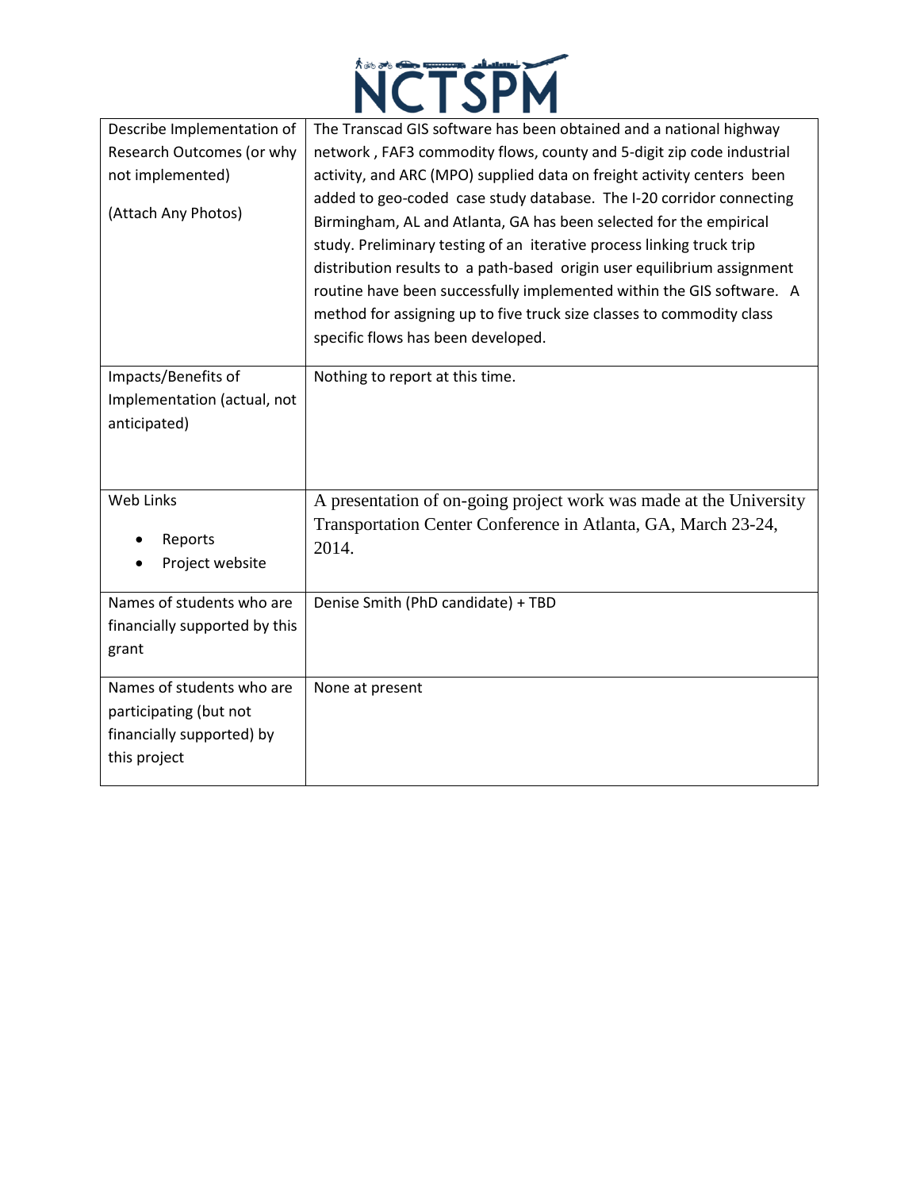| | |
|---|---|
| Describe Implementation of Research Outcomes (or why not implemented)<br><br>(Attach Any Photos) | The Transcad GIS software has been obtained and a national highway network , FAF3 commodity flows, county and 5-digit zip code industrial activity, and ARC (MPO) supplied data on freight activity centers been added to geo-coded case study database. The I-20 corridor connecting Birmingham, AL and Atlanta, GA has been selected for the empirical study. Preliminary testing of an iterative process linking truck trip distribution results to a path-based origin user equilibrium assignment routine have been successfully implemented within the GIS software. A method for assigning up to five truck size classes to commodity class specific flows has been developed. |
| Impacts/Benefits of Implementation (actual, not anticipated) | Nothing to report at this time. |
| Web Links<br>• Reports<br>• Project website | A presentation of on-going project work was made at the University Transportation Center Conference in Atlanta, GA, March 23-24, 2014. |
| Names of students who are financially supported by this grant | Denise Smith (PhD candidate) + TBD |
| Names of students who are participating (but not financially supported) by this project | None at present |